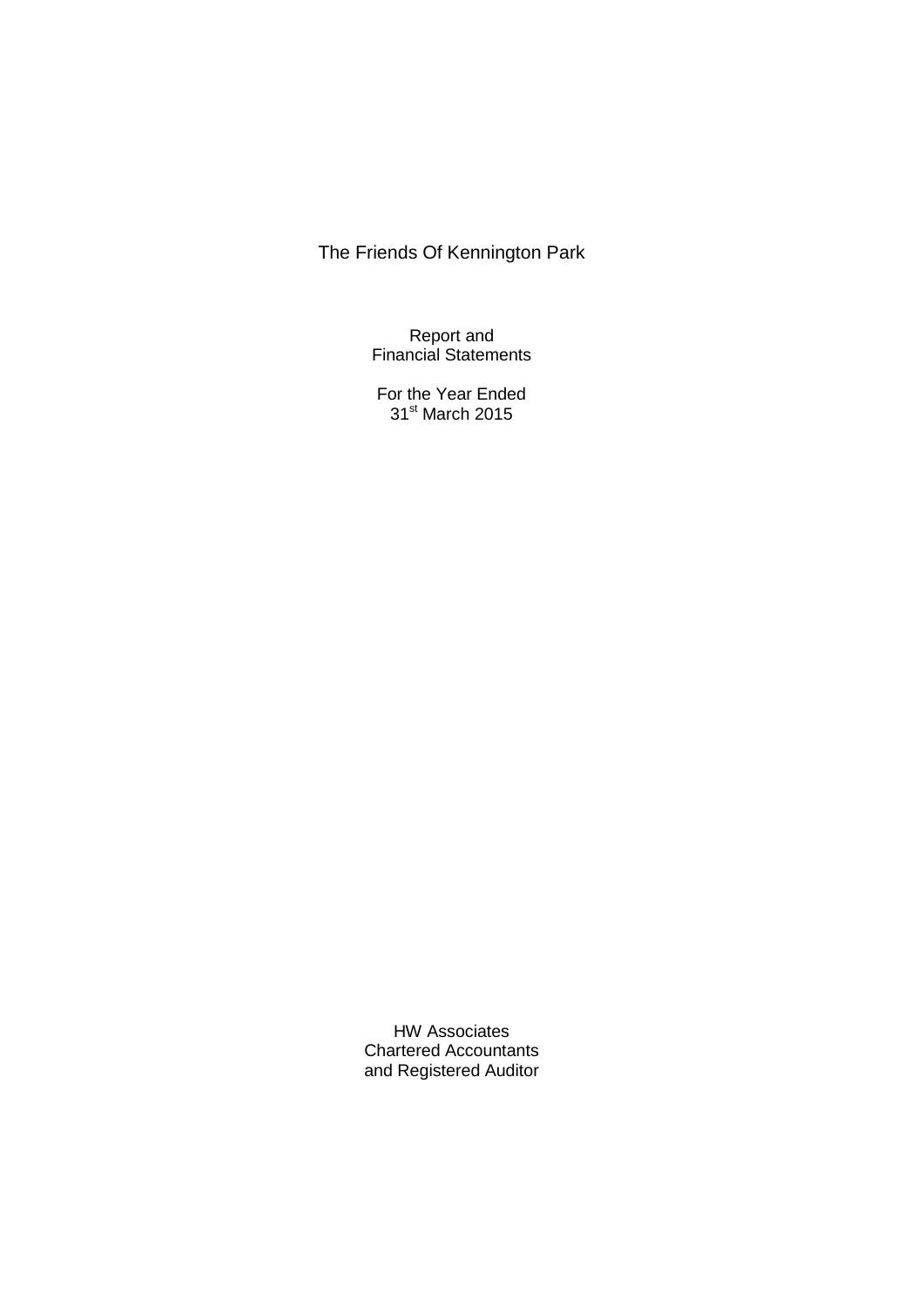# The Friends Of Kennington Park

Report and
Financial Statements

For the Year Ended
31st March 2015

HW Associates
Chartered Accountants
and Registered Auditor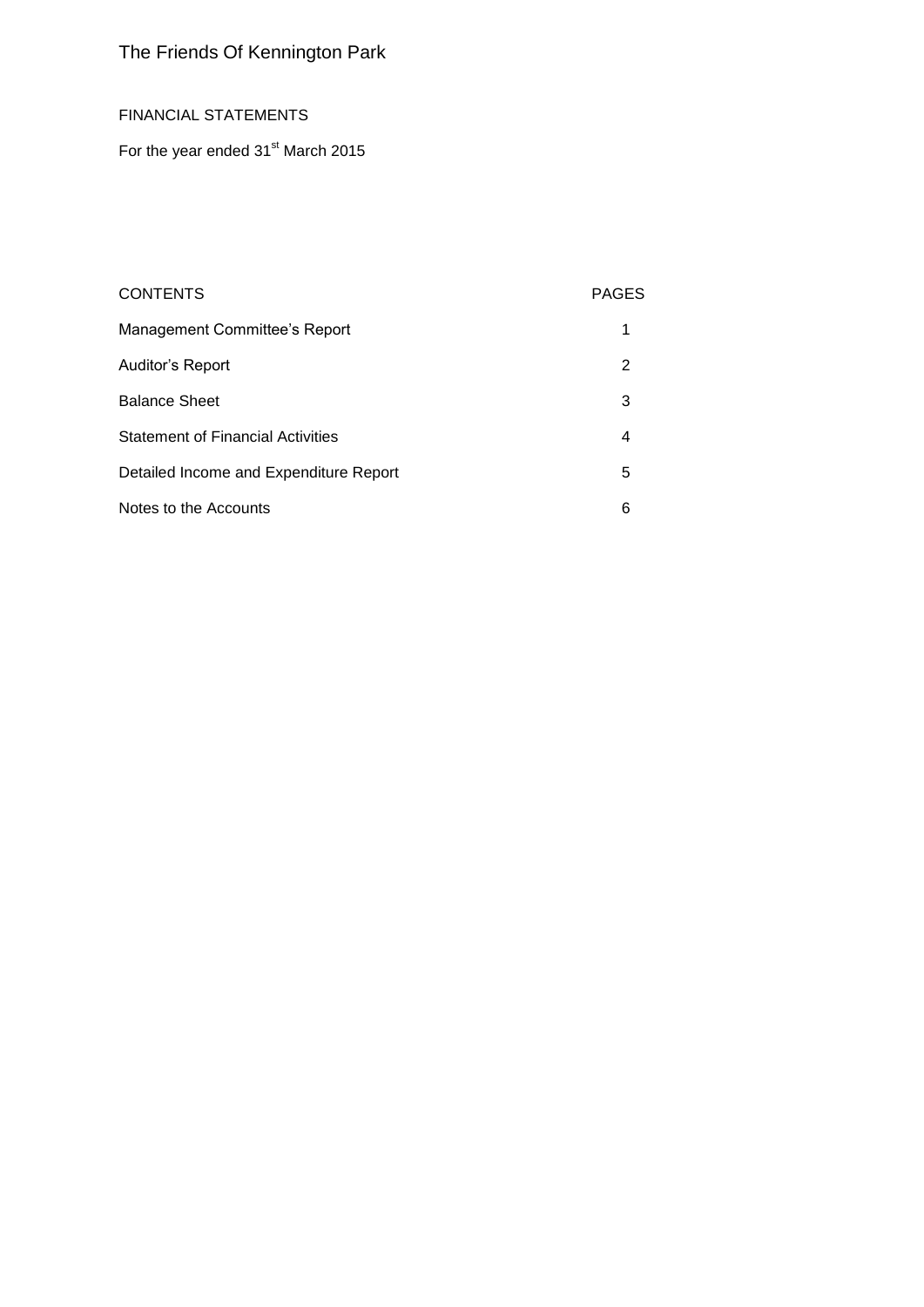# The Friends Of Kennington Park

FINANCIAL STATEMENTS

For the year ended 31st March 2015

| CONTENTS | PAGES |
|---|---|
| Management Committee's Report | 1 |
| Auditor's Report | 2 |
| Balance Sheet | 3 |
| Statement of Financial Activities | 4 |
| Detailed Income and Expenditure Report | 5 |
| Notes to the Accounts | 6 |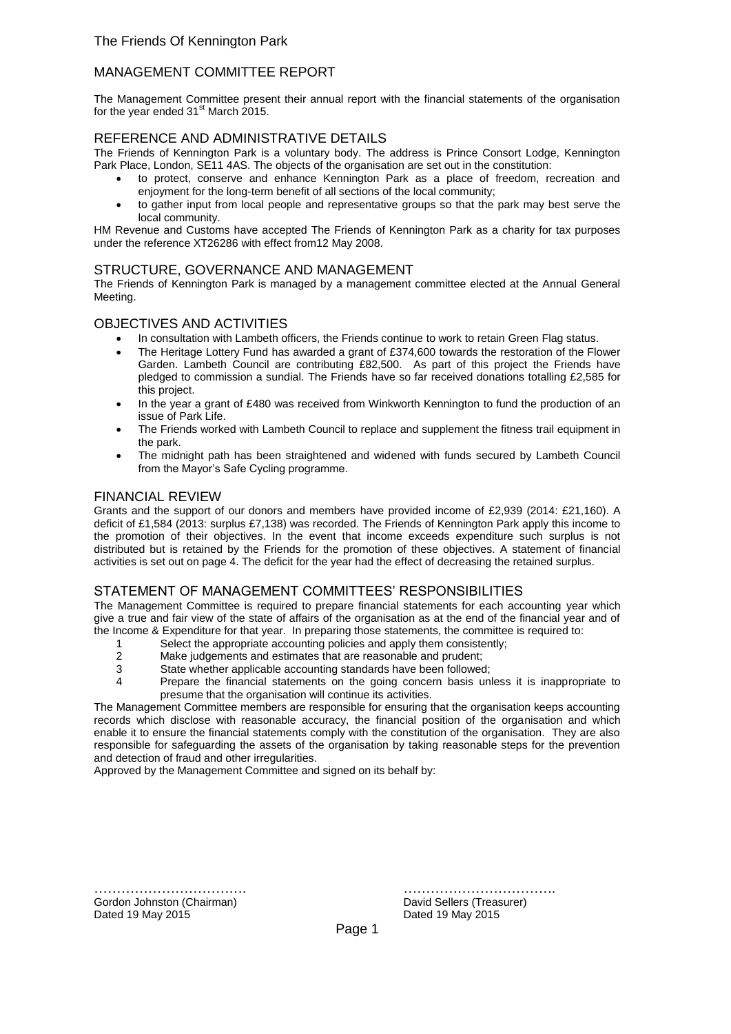The Friends Of Kennington Park

## MANAGEMENT COMMITTEE REPORT

The Management Committee present their annual report with the financial statements of the organisation for the year ended 31st March 2015.

### REFERENCE AND ADMINISTRATIVE DETAILS

The Friends of Kennington Park is a voluntary body. The address is Prince Consort Lodge, Kennington Park Place, London, SE11 4AS. The objects of the organisation are set out in the constitution:

- to protect, conserve and enhance Kennington Park as a place of freedom, recreation and enjoyment for the long-term benefit of all sections of the local community;
- to gather input from local people and representative groups so that the park may best serve the local community.

HM Revenue and Customs have accepted The Friends of Kennington Park as a charity for tax purposes under the reference XT26286 with effect from12 May 2008.

### STRUCTURE, GOVERNANCE AND MANAGEMENT

The Friends of Kennington Park is managed by a management committee elected at the Annual General Meeting.

### OBJECTIVES AND ACTIVITIES

- In consultation with Lambeth officers, the Friends continue to work to retain Green Flag status.
- The Heritage Lottery Fund has awarded a grant of £374,600 towards the restoration of the Flower Garden. Lambeth Council are contributing £82,500. As part of this project the Friends have pledged to commission a sundial. The Friends have so far received donations totalling £2,585 for this project.
- In the year a grant of £480 was received from Winkworth Kennington to fund the production of an issue of Park Life.
- The Friends worked with Lambeth Council to replace and supplement the fitness trail equipment in the park.
- The midnight path has been straightened and widened with funds secured by Lambeth Council from the Mayor's Safe Cycling programme.

### FINANCIAL REVIEW

Grants and the support of our donors and members have provided income of £2,939 (2014: £21,160). A deficit of £1,584 (2013: surplus £7,138) was recorded. The Friends of Kennington Park apply this income to the promotion of their objectives. In the event that income exceeds expenditure such surplus is not distributed but is retained by the Friends for the promotion of these objectives. A statement of financial activities is set out on page 4. The deficit for the year had the effect of decreasing the retained surplus.

### STATEMENT OF MANAGEMENT COMMITTEES' RESPONSIBILITIES

The Management Committee is required to prepare financial statements for each accounting year which give a true and fair view of the state of affairs of the organisation as at the end of the financial year and of the Income & Expenditure for that year. In preparing those statements, the committee is required to:

1. Select the appropriate accounting policies and apply them consistently;
2. Make judgements and estimates that are reasonable and prudent;
3. State whether applicable accounting standards have been followed;
4. Prepare the financial statements on the going concern basis unless it is inappropriate to presume that the organisation will continue its activities.

The Management Committee members are responsible for ensuring that the organisation keeps accounting records which disclose with reasonable accuracy, the financial position of the organisation and which enable it to ensure the financial statements comply with the constitution of the organisation. They are also responsible for safeguarding the assets of the organisation by taking reasonable steps for the prevention and detection of fraud and other irregularities.

Approved by the Management Committee and signed on its behalf by:

……………………………
Gordon Johnston (Chairman)
Dated 19 May 2015

……………………………
David Sellers (Treasurer)
Dated 19 May 2015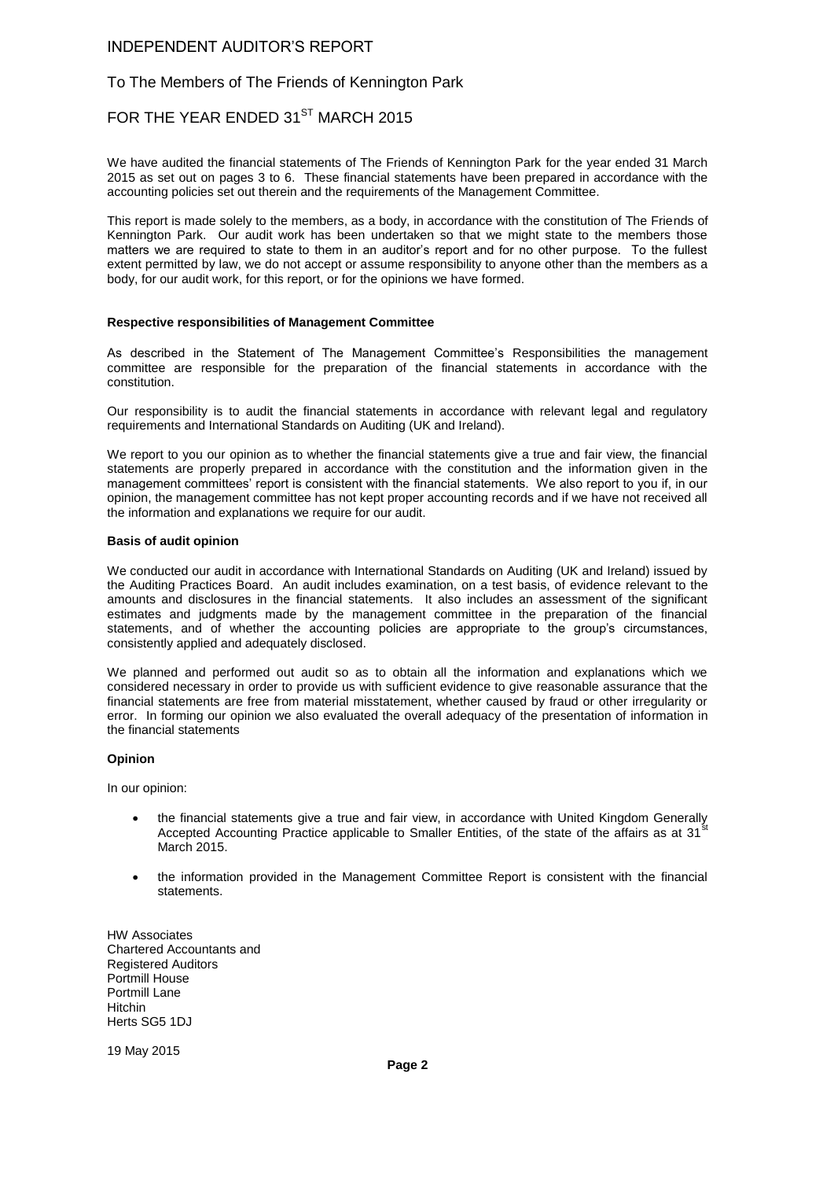# INDEPENDENT AUDITOR'S REPORT

## To The Members of The Friends of Kennington Park

## FOR THE YEAR ENDED 31ST MARCH 2015

We have audited the financial statements of The Friends of Kennington Park for the year ended 31 March 2015 as set out on pages 3 to 6. These financial statements have been prepared in accordance with the accounting policies set out therein and the requirements of the Management Committee.

This report is made solely to the members, as a body, in accordance with the constitution of The Friends of Kennington Park. Our audit work has been undertaken so that we might state to the members those matters we are required to state to them in an auditor's report and for no other purpose. To the fullest extent permitted by law, we do not accept or assume responsibility to anyone other than the members as a body, for our audit work, for this report, or for the opinions we have formed.

**Respective responsibilities of Management Committee**

As described in the Statement of The Management Committee's Responsibilities the management committee are responsible for the preparation of the financial statements in accordance with the constitution.

Our responsibility is to audit the financial statements in accordance with relevant legal and regulatory requirements and International Standards on Auditing (UK and Ireland).

We report to you our opinion as to whether the financial statements give a true and fair view, the financial statements are properly prepared in accordance with the constitution and the information given in the management committees' report is consistent with the financial statements. We also report to you if, in our opinion, the management committee has not kept proper accounting records and if we have not received all the information and explanations we require for our audit.

**Basis of audit opinion**

We conducted our audit in accordance with International Standards on Auditing (UK and Ireland) issued by the Auditing Practices Board. An audit includes examination, on a test basis, of evidence relevant to the amounts and disclosures in the financial statements. It also includes an assessment of the significant estimates and judgments made by the management committee in the preparation of the financial statements, and of whether the accounting policies are appropriate to the group's circumstances, consistently applied and adequately disclosed.

We planned and performed out audit so as to obtain all the information and explanations which we considered necessary in order to provide us with sufficient evidence to give reasonable assurance that the financial statements are free from material misstatement, whether caused by fraud or other irregularity or error. In forming our opinion we also evaluated the overall adequacy of the presentation of information in the financial statements

**Opinion**

In our opinion:

- the financial statements give a true and fair view, in accordance with United Kingdom Generally Accepted Accounting Practice applicable to Smaller Entities, of the state of the affairs as at 31st March 2015.
- the information provided in the Management Committee Report is consistent with the financial statements.

HW Associates
Chartered Accountants and
Registered Auditors
Portmill House
Portmill Lane
Hitchin
Herts SG5 1DJ

19 May 2015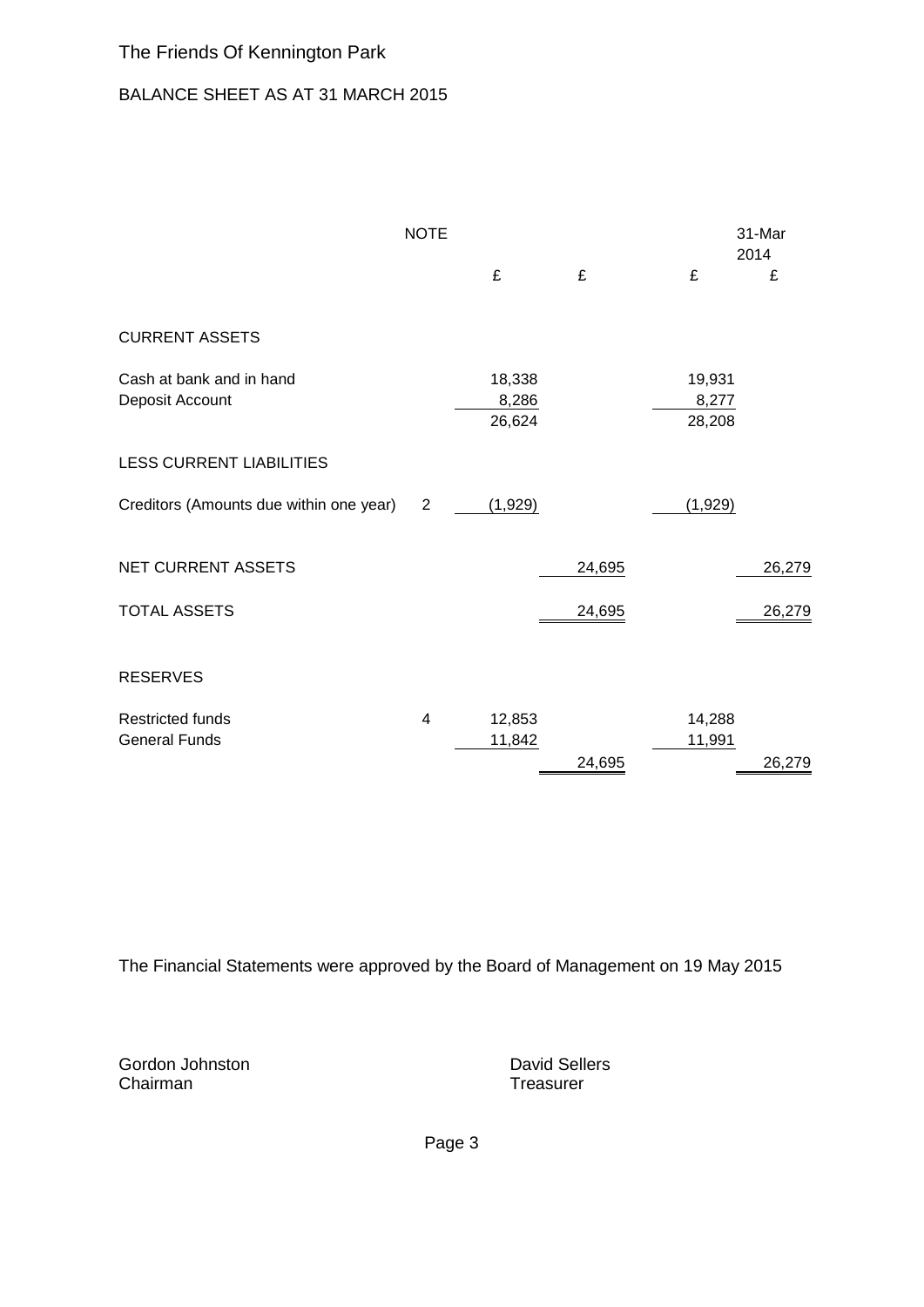# The Friends Of Kennington Park

## BALANCE SHEET AS AT 31 MARCH 2015

| | NOTE | | | | 31-Mar 2014 |
|---|---|---|---|---|---|
| | | £ | £ | £ | £ |
| **CURRENT ASSETS** | | | | | |
| Cash at bank and in hand | | 18,338 | | 19,931 | |
| Deposit Account | | 8,286 | | 8,277 | |
| | | 26,624 | | 28,208 | |
| **LESS CURRENT LIABILITIES** | | | | | |
| Creditors (Amounts due within one year) | 2 | (1,929) | | (1,929) | |
| **NET CURRENT ASSETS** | | | 24,695 | | 26,279 |
| **TOTAL ASSETS** | | | 24,695 | | 26,279 |
| **RESERVES** | | | | | |
| Restricted funds | 4 | 12,853 | | 14,288 | |
| General Funds | | 11,842 | | 11,991 | |
| | | | 24,695 | | 26,279 |

The Financial Statements were approved by the Board of Management on 19 May 2015

Gordon Johnston
Chairman

David Sellers
Treasurer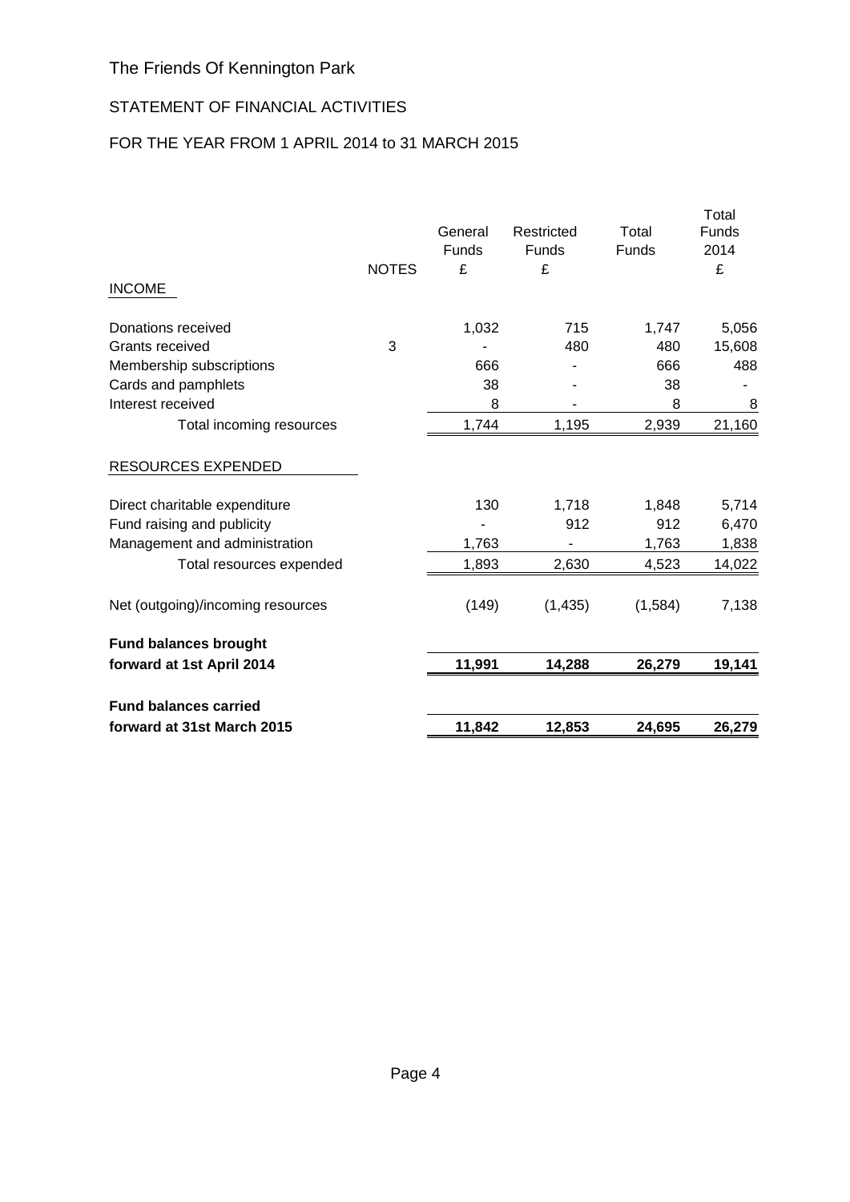# The Friends Of Kennington Park

## STATEMENT OF FINANCIAL ACTIVITIES

## FOR THE YEAR FROM 1 APRIL 2014 to 31 MARCH 2015

| | NOTES | General Funds £ | Restricted Funds £ | Total Funds | Total Funds 2014 £ |
|---|---|---|---|---|---|
| INCOME | | | | | |
| Donations received | | 1,032 | 715 | 1,747 | 5,056 |
| Grants received | 3 | - | 480 | 480 | 15,608 |
| Membership subscriptions | | 666 | - | 666 | 488 |
| Cards and pamphlets | | 38 | - | 38 | - |
| Interest received | | 8 | - | 8 | 8 |
| Total incoming resources | | 1,744 | 1,195 | 2,939 | 21,160 |
| RESOURCES EXPENDED | | | | | |
| Direct charitable expenditure | | 130 | 1,718 | 1,848 | 5,714 |
| Fund raising and publicity | | - | 912 | 912 | 6,470 |
| Management and administration | | 1,763 | - | 1,763 | 1,838 |
| Total resources expended | | 1,893 | 2,630 | 4,523 | 14,022 |
| Net (outgoing)/incoming resources | | (149) | (1,435) | (1,584) | 7,138 |
| **Fund balances brought forward at 1st April 2014** | | **11,991** | **14,288** | **26,279** | **19,141** |
| **Fund balances carried forward at 31st March 2015** | | **11,842** | **12,853** | **24,695** | **26,279** |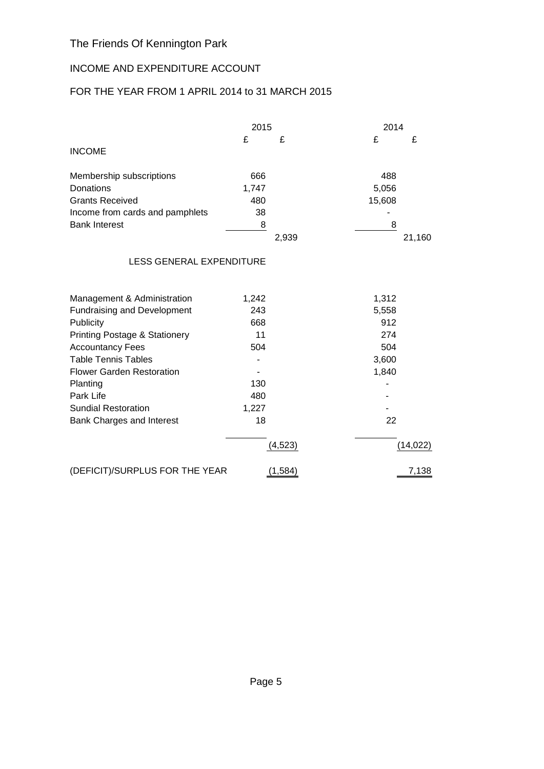# The Friends Of Kennington Park

## INCOME AND EXPENDITURE ACCOUNT

## FOR THE YEAR FROM 1 APRIL 2014 to 31 MARCH 2015

| | 2015 | | 2014 | |
|---|---|---|---|---|
| | £ | £ | £ | £ |
| **INCOME** | | | | |
| Membership subscriptions | 666 | | 488 | |
| Donations | 1,747 | | 5,056 | |
| Grants Received | 480 | | 15,608 | |
| Income from cards and pamphlets | 38 | | - | |
| Bank Interest | 8 | | 8 | |
| | | 2,939 | | 21,160 |
| **LESS GENERAL EXPENDITURE** | | | | |
| Management & Administration | 1,242 | | 1,312 | |
| Fundraising and Development | 243 | | 5,558 | |
| Publicity | 668 | | 912 | |
| Printing Postage & Stationery | 11 | | 274 | |
| Accountancy Fees | 504 | | 504 | |
| Table Tennis Tables | - | | 3,600 | |
| Flower Garden Restoration | - | | 1,840 | |
| Planting | 130 | | - | |
| Park Life | 480 | | - | |
| Sundial Restoration | 1,227 | | - | |
| Bank Charges and Interest | 18 | | 22 | |
| | | (4,523) | | (14,022) |
| (DEFICIT)/SURPLUS FOR THE YEAR | | (1,584) | | 7,138 |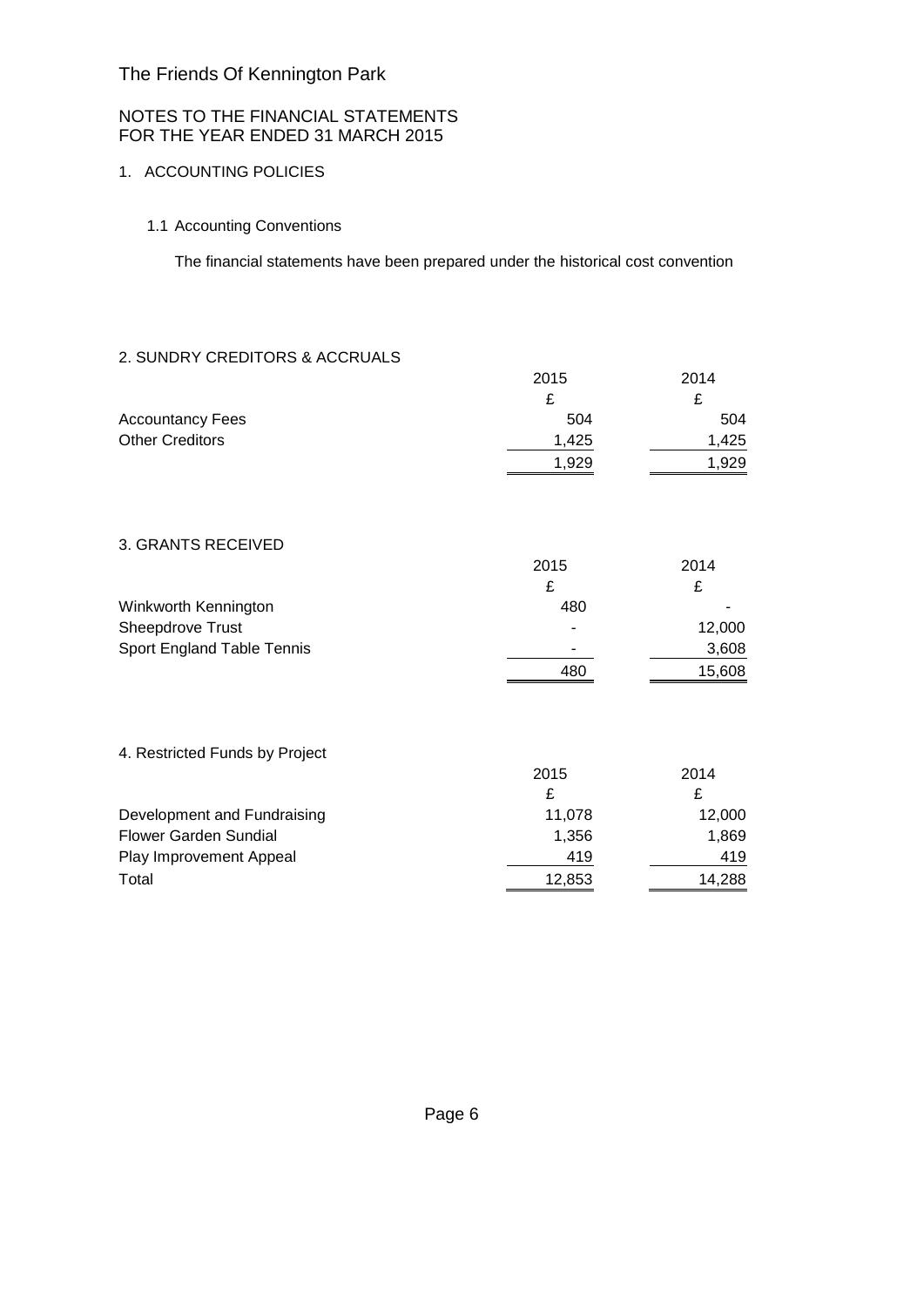The Friends Of Kennington Park

NOTES TO THE FINANCIAL STATEMENTS
FOR THE YEAR ENDED 31 MARCH 2015

1. ACCOUNTING POLICIES

1.1 Accounting Conventions

The financial statements have been prepared under the historical cost convention

2. SUNDRY CREDITORS & ACCRUALS

| | 2015 | 2014 |
|---|---|---|
| | £ | £ |
| Accountancy Fees | 504 | 504 |
| Other Creditors | 1,425 | 1,425 |
| | 1,929 | 1,929 |

3. GRANTS RECEIVED

| | 2015 | 2014 |
|---|---|---|
| | £ | £ |
| Winkworth Kennington | 480 | - |
| Sheepdrove Trust | - | 12,000 |
| Sport England Table Tennis | - | 3,608 |
| | 480 | 15,608 |

4. Restricted Funds by Project

| | 2015 | 2014 |
|---|---|---|
| | £ | £ |
| Development and Fundraising | 11,078 | 12,000 |
| Flower Garden Sundial | 1,356 | 1,869 |
| Play Improvement Appeal | 419 | 419 |
| Total | 12,853 | 14,288 |